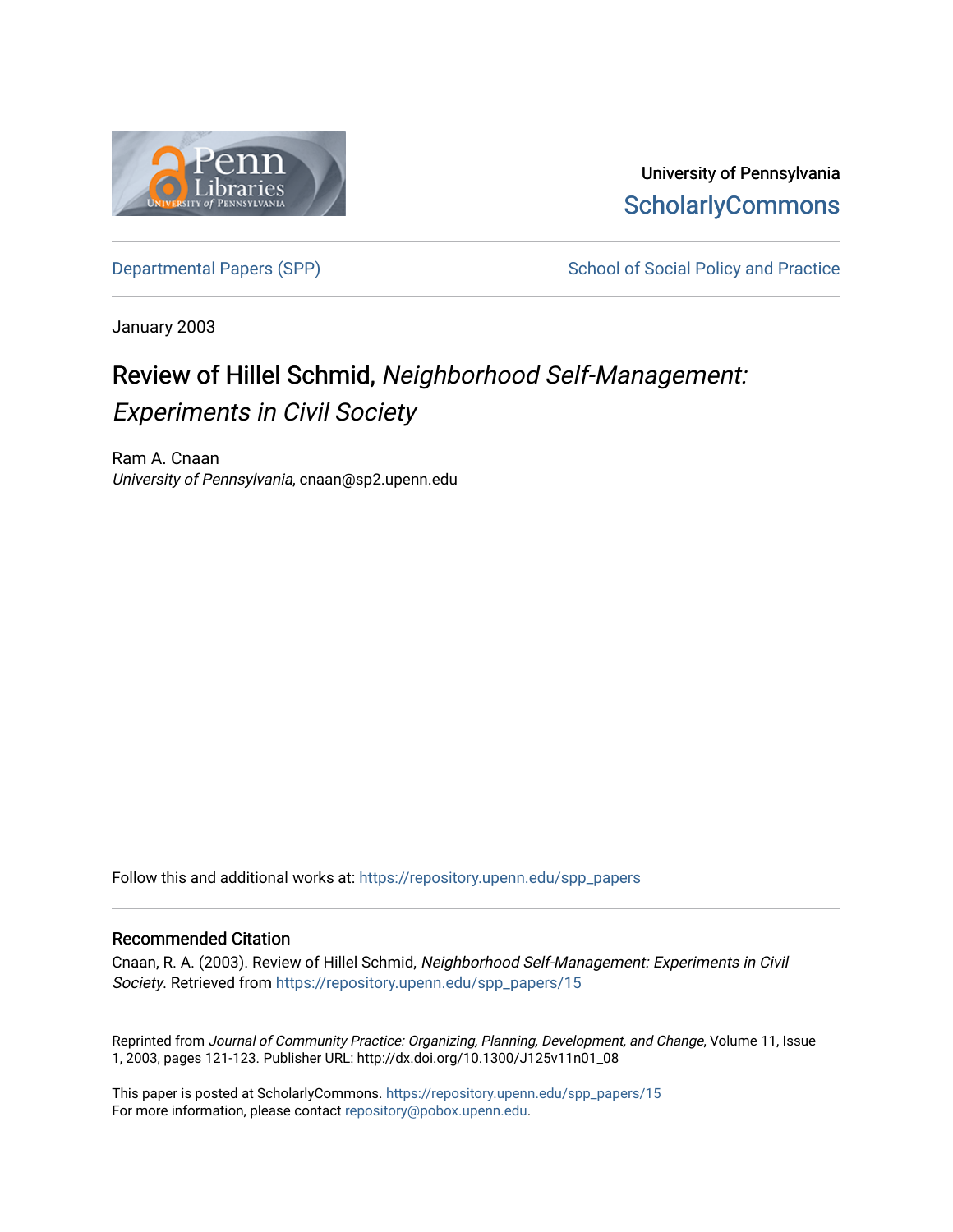University of Pennsylvania
ScholarlyCommons

Departmental Papers (SPP) — School of Social Policy and Practice

January 2003

# Review of Hillel Schmid, *Neighborhood Self-Management: Experiments in Civil Society*

Ram A. Cnaan
*University of Pennsylvania*, cnaan@sp2.upenn.edu

Follow this and additional works at: https://repository.upenn.edu/spp_papers

## Recommended Citation

Cnaan, R. A. (2003). Review of Hillel Schmid, *Neighborhood Self-Management: Experiments in Civil Society*. Retrieved from https://repository.upenn.edu/spp_papers/15

Reprinted from *Journal of Community Practice: Organizing, Planning, Development, and Change*, Volume 11, Issue 1, 2003, pages 121-123. Publisher URL: http://dx.doi.org/10.1300/J125v11n01_08

This paper is posted at ScholarlyCommons. https://repository.upenn.edu/spp_papers/15
For more information, please contact repository@pobox.upenn.edu.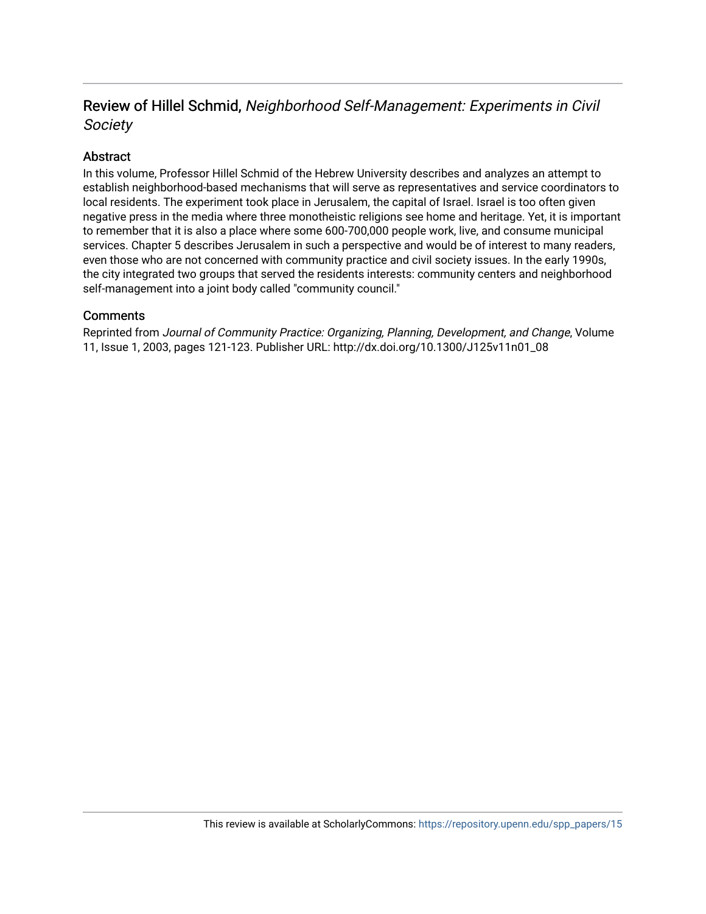## Review of Hillel Schmid, *Neighborhood Self-Management: Experiments in Civil Society*

### Abstract

In this volume, Professor Hillel Schmid of the Hebrew University describes and analyzes an attempt to establish neighborhood-based mechanisms that will serve as representatives and service coordinators to local residents. The experiment took place in Jerusalem, the capital of Israel. Israel is too often given negative press in the media where three monotheistic religions see home and heritage. Yet, it is important to remember that it is also a place where some 600-700,000 people work, live, and consume municipal services. Chapter 5 describes Jerusalem in such a perspective and would be of interest to many readers, even those who are not concerned with community practice and civil society issues. In the early 1990s, the city integrated two groups that served the residents interests: community centers and neighborhood self-management into a joint body called "community council."

### Comments

Reprinted from *Journal of Community Practice: Organizing, Planning, Development, and Change*, Volume 11, Issue 1, 2003, pages 121-123. Publisher URL: http://dx.doi.org/10.1300/J125v11n01_08

This review is available at ScholarlyCommons: https://repository.upenn.edu/spp_papers/15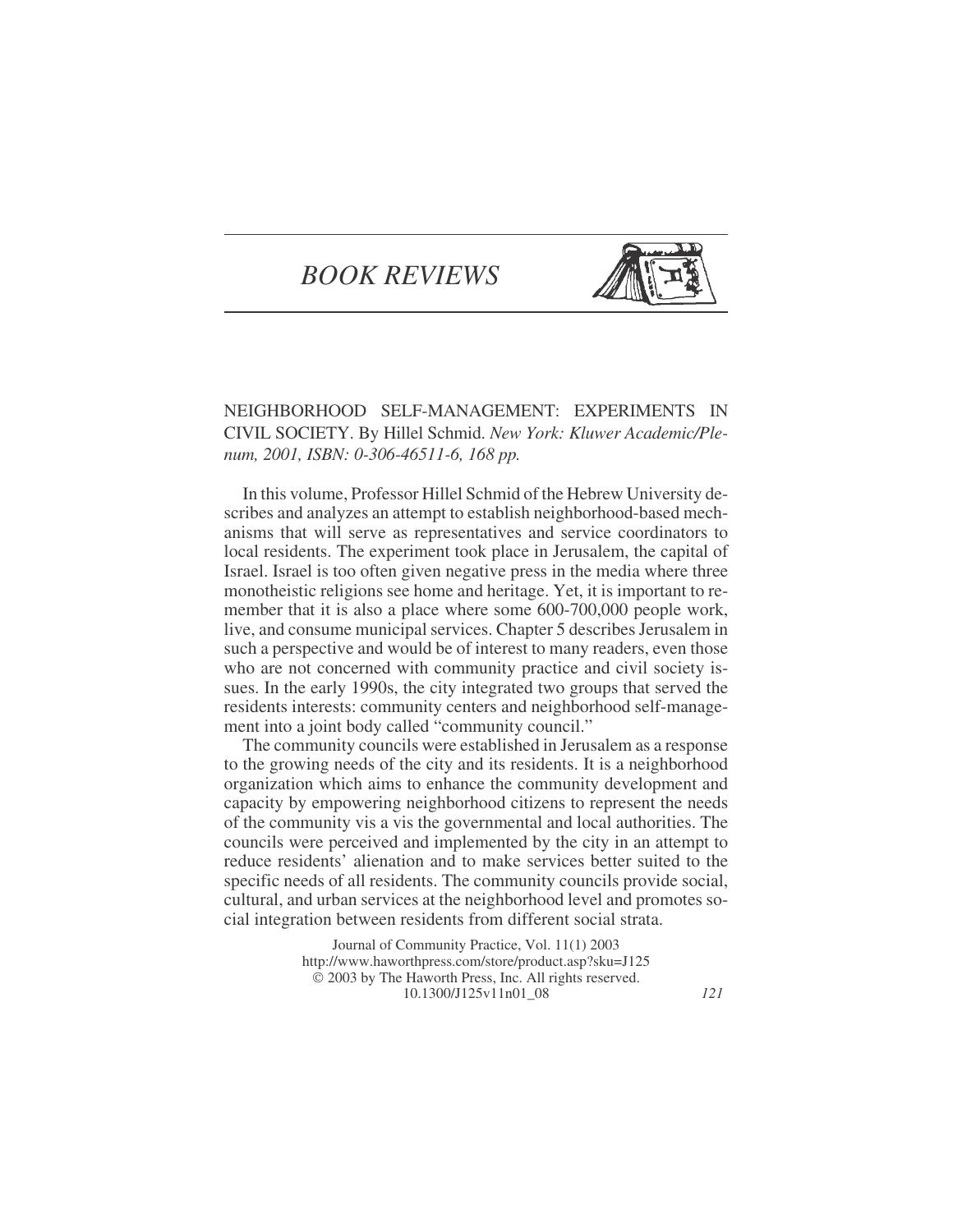# BOOK REVIEWS

NEIGHBORHOOD SELF-MANAGEMENT: EXPERIMENTS IN CIVIL SOCIETY. By Hillel Schmid. *New York: Kluwer Academic/Plenum, 2001, ISBN: 0-306-46511-6, 168 pp.*

In this volume, Professor Hillel Schmid of the Hebrew University describes and analyzes an attempt to establish neighborhood-based mechanisms that will serve as representatives and service coordinators to local residents. The experiment took place in Jerusalem, the capital of Israel. Israel is too often given negative press in the media where three monotheistic religions see home and heritage. Yet, it is important to remember that it is also a place where some 600-700,000 people work, live, and consume municipal services. Chapter 5 describes Jerusalem in such a perspective and would be of interest to many readers, even those who are not concerned with community practice and civil society issues. In the early 1990s, the city integrated two groups that served the residents interests: community centers and neighborhood self-management into a joint body called "community council."

The community councils were established in Jerusalem as a response to the growing needs of the city and its residents. It is a neighborhood organization which aims to enhance the community development and capacity by empowering neighborhood citizens to represent the needs of the community vis a vis the governmental and local authorities. The councils were perceived and implemented by the city in an attempt to reduce residents' alienation and to make services better suited to the specific needs of all residents. The community councils provide social, cultural, and urban services at the neighborhood level and promotes social integration between residents from different social strata.

Journal of Community Practice, Vol. 11(1) 2003
http://www.haworthpress.com/store/product.asp?sku=J125
© 2003 by The Haworth Press, Inc. All rights reserved.
10.1300/J125v11n01_08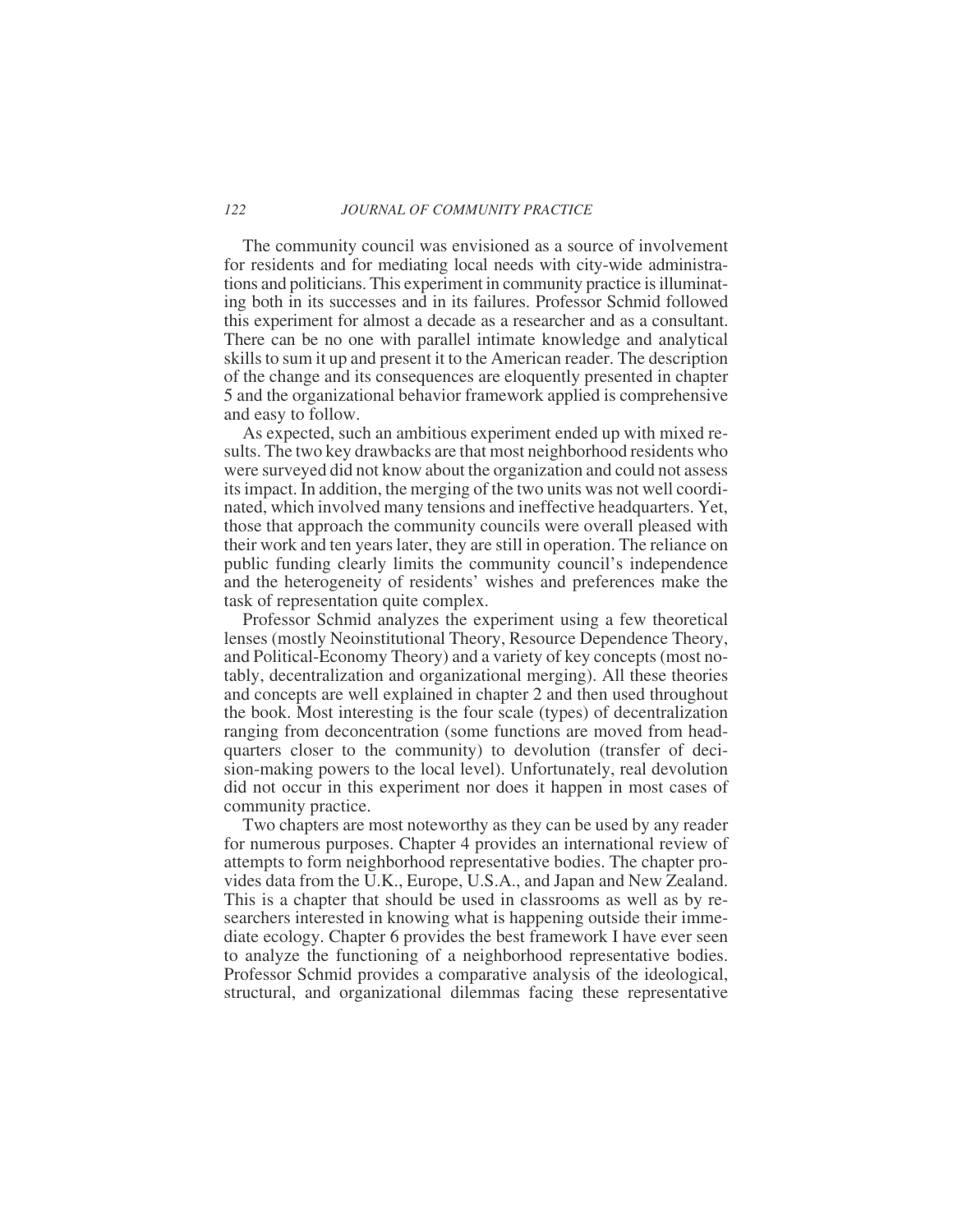The community council was envisioned as a source of involvement for residents and for mediating local needs with city-wide administrations and politicians. This experiment in community practice is illuminating both in its successes and in its failures. Professor Schmid followed this experiment for almost a decade as a researcher and as a consultant. There can be no one with parallel intimate knowledge and analytical skills to sum it up and present it to the American reader. The description of the change and its consequences are eloquently presented in chapter 5 and the organizational behavior framework applied is comprehensive and easy to follow.

As expected, such an ambitious experiment ended up with mixed results. The two key drawbacks are that most neighborhood residents who were surveyed did not know about the organization and could not assess its impact. In addition, the merging of the two units was not well coordinated, which involved many tensions and ineffective headquarters. Yet, those that approach the community councils were overall pleased with their work and ten years later, they are still in operation. The reliance on public funding clearly limits the community council's independence and the heterogeneity of residents' wishes and preferences make the task of representation quite complex.

Professor Schmid analyzes the experiment using a few theoretical lenses (mostly Neoinstitutional Theory, Resource Dependence Theory, and Political-Economy Theory) and a variety of key concepts (most notably, decentralization and organizational merging). All these theories and concepts are well explained in chapter 2 and then used throughout the book. Most interesting is the four scale (types) of decentralization ranging from deconcentration (some functions are moved from headquarters closer to the community) to devolution (transfer of decision-making powers to the local level). Unfortunately, real devolution did not occur in this experiment nor does it happen in most cases of community practice.

Two chapters are most noteworthy as they can be used by any reader for numerous purposes. Chapter 4 provides an international review of attempts to form neighborhood representative bodies. The chapter provides data from the U.K., Europe, U.S.A., and Japan and New Zealand. This is a chapter that should be used in classrooms as well as by researchers interested in knowing what is happening outside their immediate ecology. Chapter 6 provides the best framework I have ever seen to analyze the functioning of a neighborhood representative bodies. Professor Schmid provides a comparative analysis of the ideological, structural, and organizational dilemmas facing these representative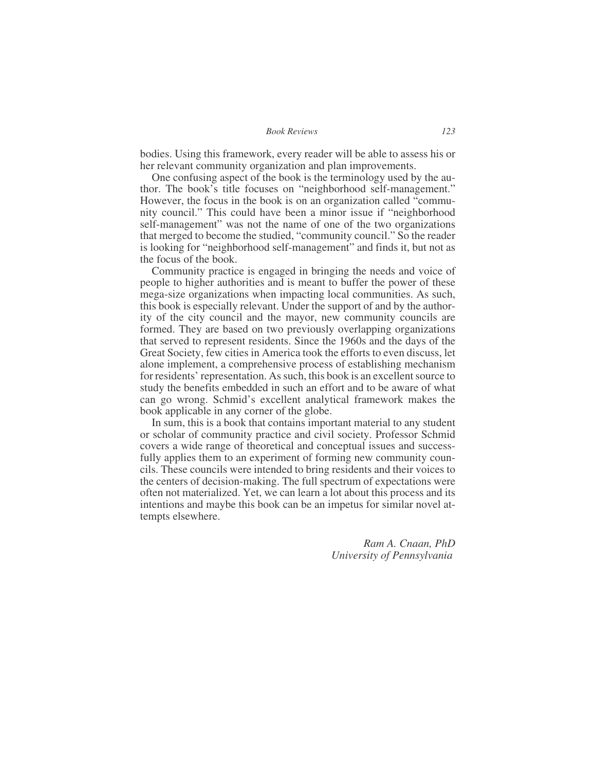bodies. Using this framework, every reader will be able to assess his or her relevant community organization and plan improvements.

One confusing aspect of the book is the terminology used by the author. The book's title focuses on "neighborhood self-management." However, the focus in the book is on an organization called "community council." This could have been a minor issue if "neighborhood self-management" was not the name of one of the two organizations that merged to become the studied, "community council." So the reader is looking for "neighborhood self-management" and finds it, but not as the focus of the book.

Community practice is engaged in bringing the needs and voice of people to higher authorities and is meant to buffer the power of these mega-size organizations when impacting local communities. As such, this book is especially relevant. Under the support of and by the authority of the city council and the mayor, new community councils are formed. They are based on two previously overlapping organizations that served to represent residents. Since the 1960s and the days of the Great Society, few cities in America took the efforts to even discuss, let alone implement, a comprehensive process of establishing mechanism for residents' representation. As such, this book is an excellent source to study the benefits embedded in such an effort and to be aware of what can go wrong. Schmid's excellent analytical framework makes the book applicable in any corner of the globe.

In sum, this is a book that contains important material to any student or scholar of community practice and civil society. Professor Schmid covers a wide range of theoretical and conceptual issues and successfully applies them to an experiment of forming new community councils. These councils were intended to bring residents and their voices to the centers of decision-making. The full spectrum of expectations were often not materialized. Yet, we can learn a lot about this process and its intentions and maybe this book can be an impetus for similar novel attempts elsewhere.

*Ram A. Cnaan, PhD*
*University of Pennsylvania*